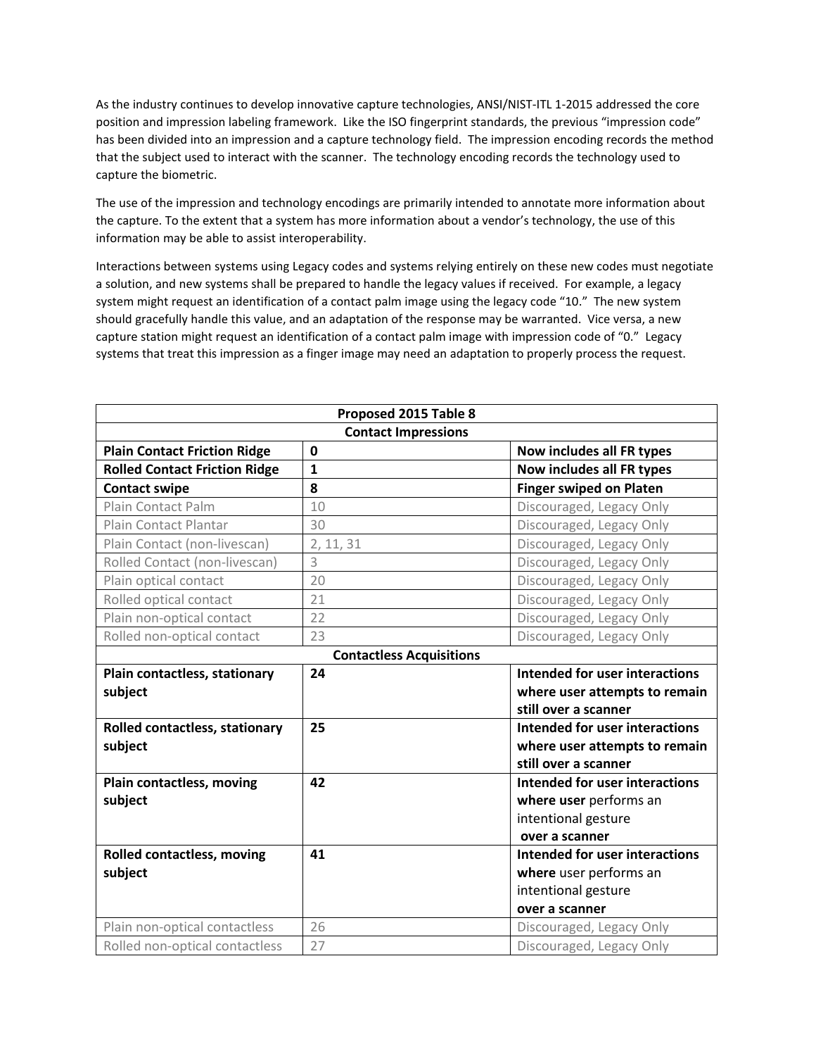As the industry continues to develop innovative capture technologies, ANSI/NIST-ITL 1-2015 addressed the core position and impression labeling framework. Like the ISO fingerprint standards, the previous "impression code" has been divided into an impression and a capture technology field. The impression encoding records the method that the subject used to interact with the scanner. The technology encoding records the technology used to capture the biometric.

The use of the impression and technology encodings are primarily intended to annotate more information about the capture. To the extent that a system has more information about a vendor's technology, the use of this information may be able to assist interoperability.

Interactions between systems using Legacy codes and systems relying entirely on these new codes must negotiate a solution, and new systems shall be prepared to handle the legacy values if received. For example, a legacy system might request an identification of a contact palm image using the legacy code "10." The new system should gracefully handle this value, and an adaptation of the response may be warranted. Vice versa, a new capture station might request an identification of a contact palm image with impression code of "0." Legacy systems that treat this impression as a finger image may need an adaptation to properly process the request.

| **Proposed 2015 Table 8** | | |
|---|---|---|
| **Contact Impressions** | | |
| **Plain Contact Friction Ridge** | **0** | **Now includes all FR types** |
| **Rolled Contact Friction Ridge** | **1** | **Now includes all FR types** |
| **Contact swipe** | **8** | **Finger swiped on Platen** |
| Plain Contact Palm | 10 | Discouraged, Legacy Only |
| Plain Contact Plantar | 30 | Discouraged, Legacy Only |
| Plain Contact (non-livescan) | 2, 11, 31 | Discouraged, Legacy Only |
| Rolled Contact (non-livescan) | 3 | Discouraged, Legacy Only |
| Plain optical contact | 20 | Discouraged, Legacy Only |
| Rolled optical contact | 21 | Discouraged, Legacy Only |
| Plain non-optical contact | 22 | Discouraged, Legacy Only |
| Rolled non-optical contact | 23 | Discouraged, Legacy Only |
| **Contactless Acquisitions** | | |
| **Plain contactless, stationary subject** | **24** | **Intended for user interactions where user attempts to remain still over a scanner** |
| **Rolled contactless, stationary subject** | **25** | **Intended for user interactions where user attempts to remain still over a scanner** |
| **Plain contactless, moving subject** | **42** | **Intended for user interactions where user** performs an intentional gesture **over a scanner** |
| **Rolled contactless, moving subject** | **41** | **Intended for user interactions where** user performs an intentional gesture **over a scanner** |
| Plain non-optical contactless | 26 | Discouraged, Legacy Only |
| Rolled non-optical contactless | 27 | Discouraged, Legacy Only |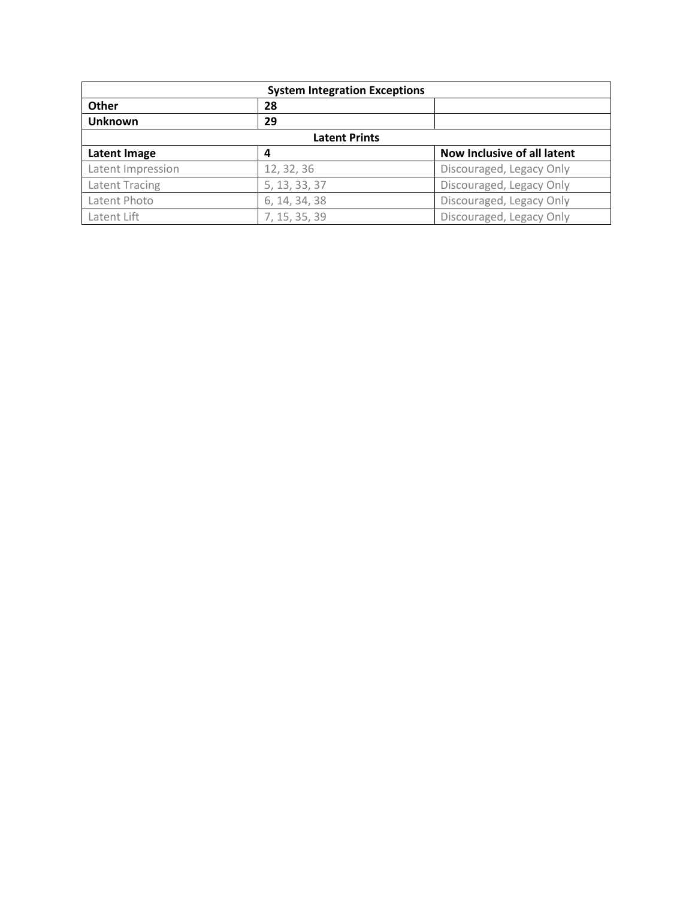| | | |
|---|---|---|
| **System Integration Exceptions** | | |
| **Other** | **28** | |
| **Unknown** | **29** | |
| **Latent Prints** | | |
| **Latent Image** | **4** | **Now Inclusive of all latent** |
| Latent Impression | 12, 32, 36 | Discouraged, Legacy Only |
| Latent Tracing | 5, 13, 33, 37 | Discouraged, Legacy Only |
| Latent Photo | 6, 14, 34, 38 | Discouraged, Legacy Only |
| Latent Lift | 7, 15, 35, 39 | Discouraged, Legacy Only |